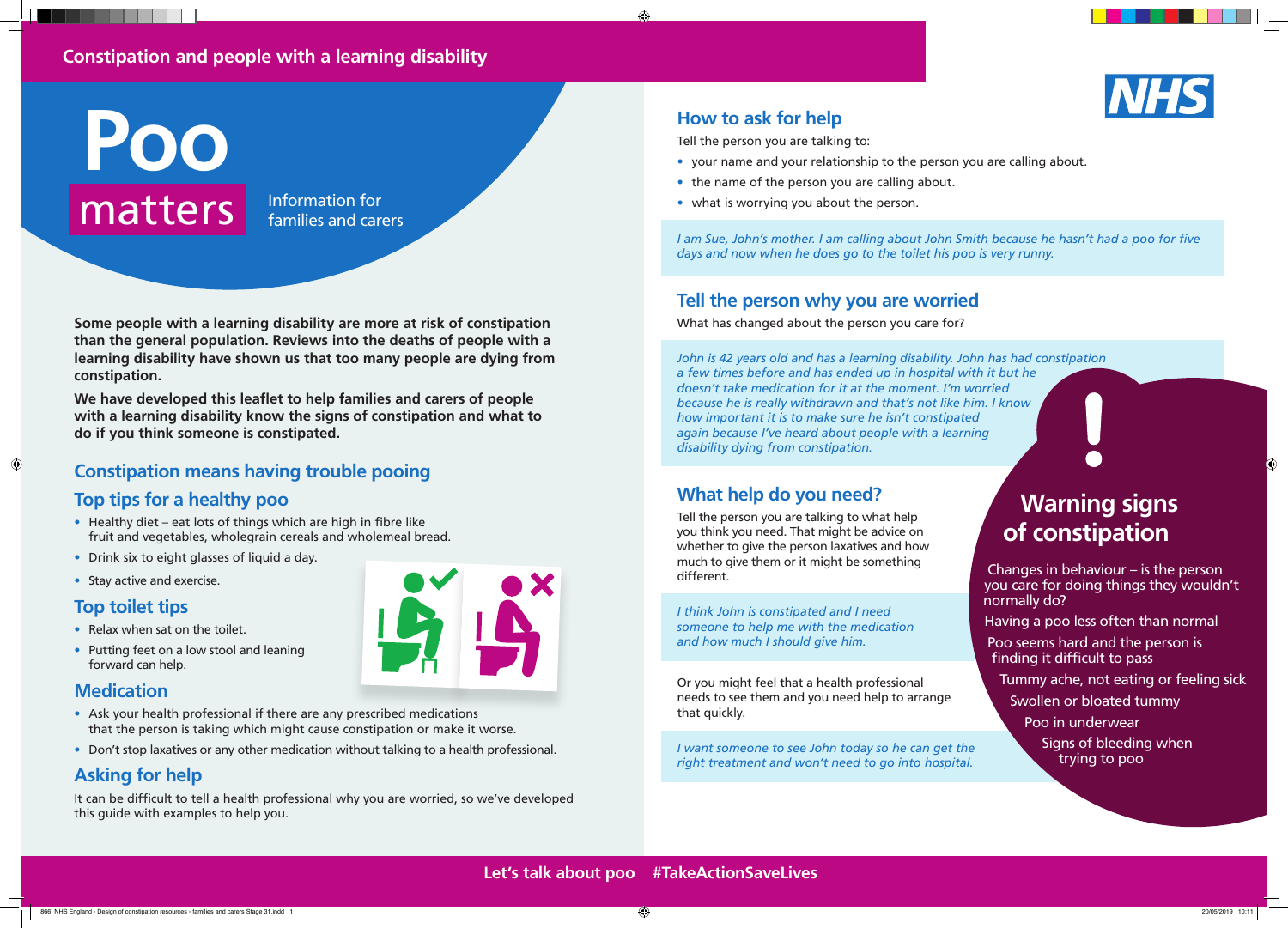## Constipation and people with a learning disability

# Poo matters

Information for families and carers

**Some people with a learning disability are more at risk of constipation than the general population. Reviews into the deaths of people with a learning disability have shown us that too many people are dying from constipation.**

**We have developed this leaflet to help families and carers of people with a learning disability know the signs of constipation and what to do if you think someone is constipated.**

## Constipation means having trouble pooing

## Top tips for a healthy poo

- Healthy diet – eat lots of things which are high in fibre like fruit and vegetables, wholegrain cereals and wholemeal bread.
- Drink six to eight glasses of liquid a day.
- Stay active and exercise.

## Top toilet tips

- Relax when sat on the toilet.
- Putting feet on a low stool and leaning forward can help.

## Medication

- Ask your health professional if there are any prescribed medications that the person is taking which might cause constipation or make it worse.
- Don't stop laxatives or any other medication without talking to a health professional.

## Asking for help

It can be difficult to tell a health professional why you are worried, so we've developed this guide with examples to help you.

## How to ask for help

Tell the person you are talking to:

- your name and your relationship to the person you are calling about.
- the name of the person you are calling about.
- what is worrying you about the person.

*I am Sue, John's mother. I am calling about John Smith because he hasn't had a poo for five days and now when he does go to the toilet his poo is very runny.*

## Tell the person why you are worried

What has changed about the person you care for?

*John is 42 years old and has a learning disability. John has had constipation a few times before and has ended up in hospital with it but he doesn't take medication for it at the moment. I'm worried because he is really withdrawn and that's not like him. I know how important it is to make sure he isn't constipated again because I've heard about people with a learning disability dying from constipation.*

## What help do you need?

Tell the person you are talking to what help you think you need. That might be advice on whether to give the person laxatives and how much to give them or it might be something different.

*I think John is constipated and I need someone to help me with the medication and how much I should give him.*

Or you might feel that a health professional needs to see them and you need help to arrange that quickly.

*I want someone to see John today so he can get the right treatment and won't need to go into hospital.*

## Warning signs of constipation

- Changes in behaviour – is the person you care for doing things they wouldn't normally do?
- Having a poo less often than normal
- Poo seems hard and the person is finding it difficult to pass
- Tummy ache, not eating or feeling sick
- Swollen or bloated tummy
- Poo in underwear
- Signs of bleeding when trying to poo

**Let's talk about poo #TakeActionSaveLives**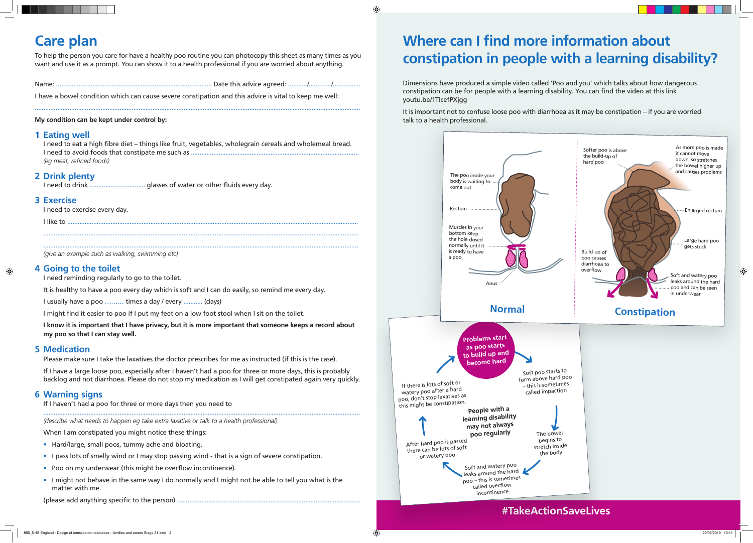# Care plan

To help the person you care for have a healthy poo routine you can photocopy this sheet as many times as you want and use it as a prompt. You can show it to a health professional if you are worried about anything.

Name: ........................................................................................ Date this advice agreed: .........../............./................

I have a bowel condition which can cause severe constipation and this advice is vital to keep me well:

..........................................................................................................................................................................................

**My condition can be kept under control by:**

## 1 Eating well

I need to eat a high fibre diet – things like fruit, vegetables, wholegrain cereals and wholemeal bread.
I need to avoid foods that constipate me such as ........................................................................................
*(eg meat, refined foods)*

## 2 Drink plenty

I need to drink ................................ glasses of water or other fluids every day.

## 3 Exercise

I need to exercise every day.

I like to .........................................................................................................................................................

..........................................................................................................................................................................................

..........................................................................................................................................................................................

*(give an example such as walking, swimming etc)*

## 4 Going to the toilet

I need reminding regularly to go to the toilet.

It is healthy to have a poo every day which is soft and I can do easily, so remind me every day.

I usually have a poo ......... times a day / every ........... (days)

I might find it easier to poo if I put my feet on a low foot stool when I sit on the toilet.

**I know it is important that I have privacy, but it is more important that someone keeps a record about my poo so that I can stay well.**

## 5 Medication

Please make sure I take the laxatives the doctor prescribes for me as instructed (if this is the case).

If I have a large loose poo, especially after I haven't had a poo for three or more days, this is probably backlog and not diarrhoea. Please do not stop my medication as I will get constipated again very quickly.

## 6 Warning signs

If I haven't had a poo for three or more days then you need to

..........................................................................................................................................................................................

*(describe what needs to happen eg take extra laxative or talk to a health professional)*

When I am constipated you might notice these things:

- Hard/large, small poos, tummy ache and bloating.
- I pass lots of smelly wind or I may stop passing wind - that is a sign of severe constipation.
- Poo on my underwear (this might be overflow incontinence).
- I might not behave in the same way I do normally and I might not be able to tell you what is the matter with me.

(please add anything specific to the person) ..........................................................................................

# Where can I find more information about constipation in people with a learning disability?

Dimensions have produced a simple video called 'Poo and you' which talks about how dangerous constipation can be for people with a learning disability. You can find the video at this link youtu.be/1TlcefPXjgg

It is important not to confuse loose poo with diarrhoea as it may be constipation – if you are worried talk to a health professional.

The poo inside your body is waiting to come out

Rectum

Muscles in your bottom keep the hole closed normally until it is ready to have a poo.

Anus

Normal

Softer poo is above the build-up of hard poo

As more poo is made it cannot move down, so stretches the bowel higher up and causes problems

Enlarged rectum

Large hard poo gets stuck

Build-up of poo causes diarrhoea to overflow

Soft and watery poo leaks around the hard poo and can be seen in underwear

Constipation

People with a learning disability may not always poo regularly

Problems start as poo starts to build up and become hard

Soft poo starts to form above hard poo – this is sometimes called impaction

The bowel begins to stretch inside the body

Soft and watery poo leaks around the hard poo – this is sometimes called overflow incontinence

After hard poo is passed there can be lots of soft or watery poo

If there is lots of soft or watery poo after a hard poo, don't stop laxatives as this might be constipation.

#TakeActionSaveLives